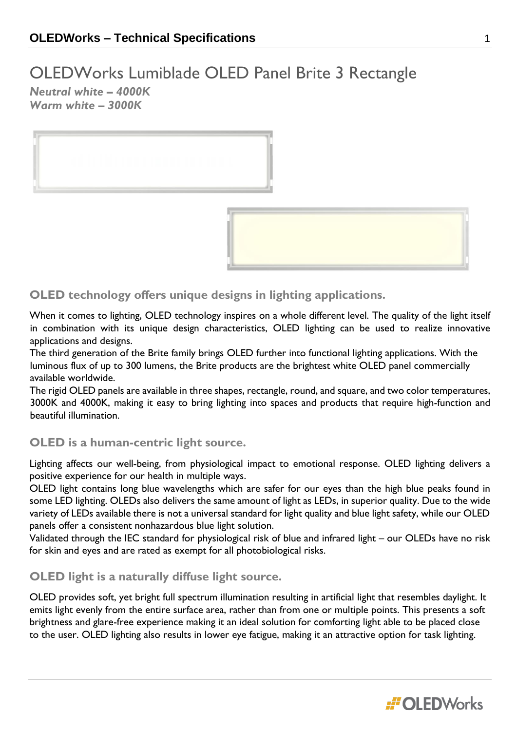# OLEDWorks Lumiblade OLED Panel Brite 3 Rectangle

***Neutral white – 4000K***
***Warm white – 3000K***

## OLED technology offers unique designs in lighting applications.

When it comes to lighting, OLED technology inspires on a whole different level. The quality of the light itself in combination with its unique design characteristics, OLED lighting can be used to realize innovative applications and designs.
The third generation of the Brite family brings OLED further into functional lighting applications. With the luminous flux of up to 300 lumens, the Brite products are the brightest white OLED panel commercially available worldwide.
The rigid OLED panels are available in three shapes, rectangle, round, and square, and two color temperatures, 3000K and 4000K, making it easy to bring lighting into spaces and products that require high-function and beautiful illumination.

## OLED is a human-centric light source.

Lighting affects our well-being, from physiological impact to emotional response. OLED lighting delivers a positive experience for our health in multiple ways.
OLED light contains long blue wavelengths which are safer for our eyes than the high blue peaks found in some LED lighting. OLEDs also delivers the same amount of light as LEDs, in superior quality. Due to the wide variety of LEDs available there is not a universal standard for light quality and blue light safety, while our OLED panels offer a consistent nonhazardous blue light solution.
Validated through the IEC standard for physiological risk of blue and infrared light – our OLEDs have no risk for skin and eyes and are rated as exempt for all photobiological risks.

## OLED light is a naturally diffuse light source.

OLED provides soft, yet bright full spectrum illumination resulting in artificial light that resembles daylight. It emits light evenly from the entire surface area, rather than from one or multiple points. This presents a soft brightness and glare-free experience making it an ideal solution for comforting light able to be placed close to the user. OLED lighting also results in lower eye fatigue, making it an attractive option for task lighting.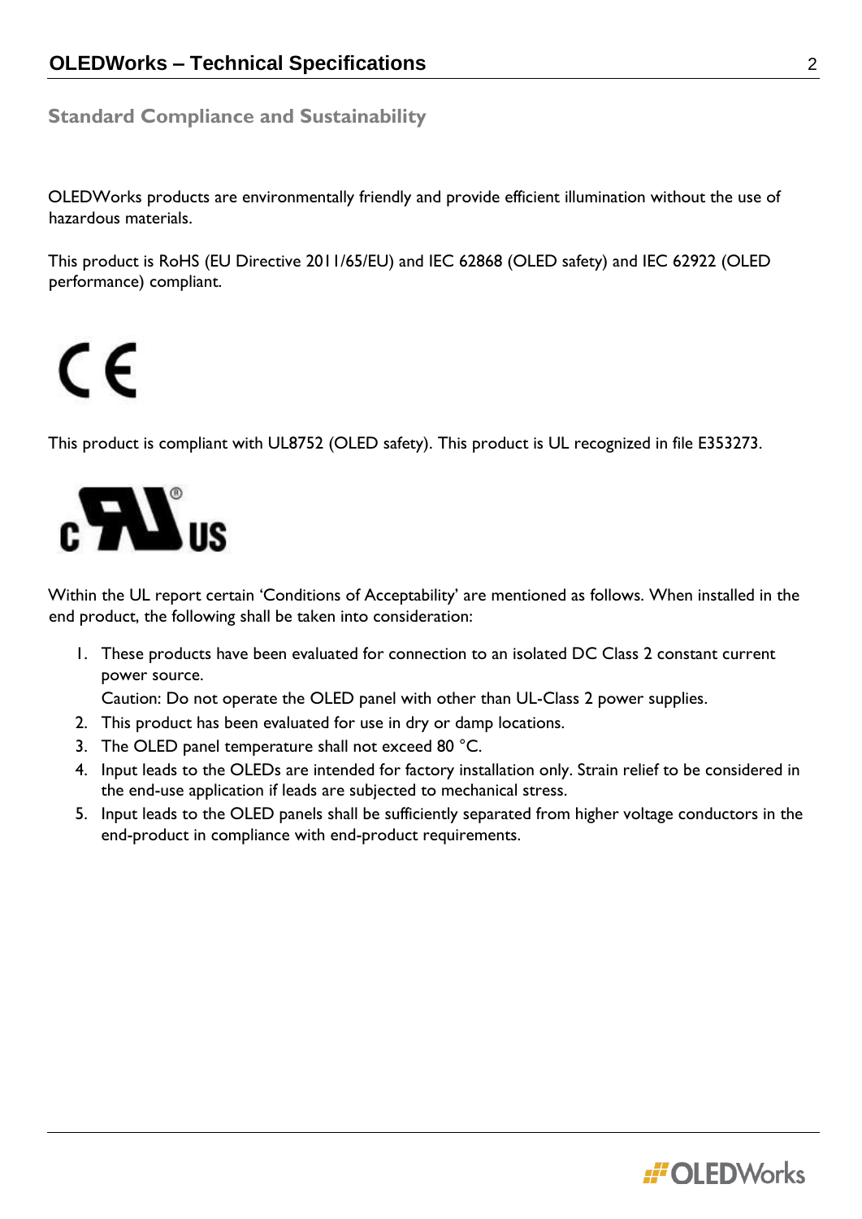## Standard Compliance and Sustainability

OLEDWorks products are environmentally friendly and provide efficient illumination without the use of hazardous materials.

This product is RoHS (EU Directive 2011/65/EU) and IEC 62868 (OLED safety) and IEC 62922 (OLED performance) compliant.

This product is compliant with UL8752 (OLED safety). This product is UL recognized in file E353273.

Within the UL report certain 'Conditions of Acceptability' are mentioned as follows. When installed in the end product, the following shall be taken into consideration:

1. These products have been evaluated for connection to an isolated DC Class 2 constant current power source.
   Caution: Do not operate the OLED panel with other than UL-Class 2 power supplies.
2. This product has been evaluated for use in dry or damp locations.
3. The OLED panel temperature shall not exceed 80 °C.
4. Input leads to the OLEDs are intended for factory installation only. Strain relief to be considered in the end-use application if leads are subjected to mechanical stress.
5. Input leads to the OLED panels shall be sufficiently separated from higher voltage conductors in the end-product in compliance with end-product requirements.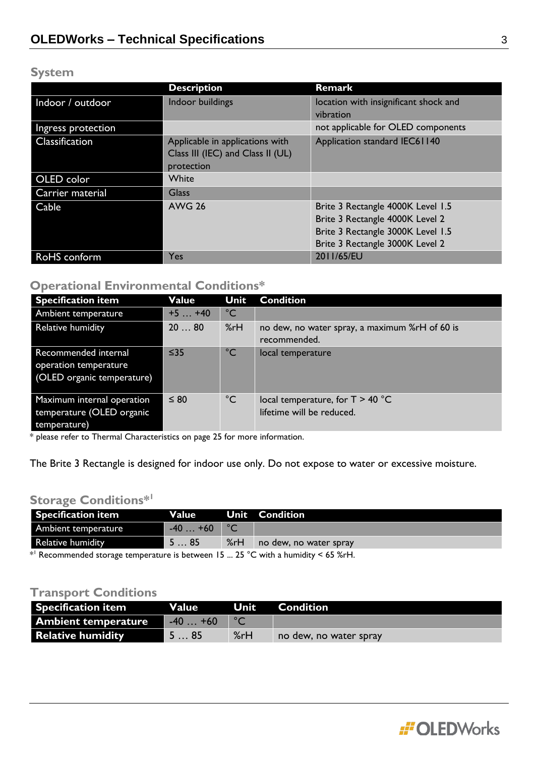## System

| | Description | Remark |
|---|---|---|
| Indoor / outdoor | Indoor buildings | location with insignificant shock and vibration |
| Ingress protection | | not applicable for OLED components |
| Classification | Applicable in applications with Class III (IEC) and Class II (UL) protection | Application standard IEC61140 |
| OLED color | White | |
| Carrier material | Glass | |
| Cable | AWG 26 | Brite 3 Rectangle 4000K Level 1.5<br>Brite 3 Rectangle 4000K Level 2<br>Brite 3 Rectangle 3000K Level 1.5<br>Brite 3 Rectangle 3000K Level 2 |
| RoHS conform | Yes | 2011/65/EU |

## Operational Environmental Conditions*

| Specification item | Value | Unit | Condition |
|---|---|---|---|
| Ambient temperature | +5 … +40 | °C | |
| Relative humidity | 20 … 80 | %rH | no dew, no water spray, a maximum %rH of 60 is recommended. |
| Recommended internal operation temperature (OLED organic temperature) | ≤35 | °C | local temperature |
| Maximum internal operation temperature (OLED organic temperature) | ≤ 80 | °C | local temperature, for T > 40 °C lifetime will be reduced. |

* please refer to Thermal Characteristics on page 25 for more information.

The Brite 3 Rectangle is designed for indoor use only. Do not expose to water or excessive moisture.

## Storage Conditions*[1]

| Specification item | Value | Unit | Condition |
|---|---|---|---|
| Ambient temperature | -40 … +60 | °C | |
| Relative humidity | 5 … 85 | %rH | no dew, no water spray |

*[1] Recommended storage temperature is between 15 ... 25 °C with a humidity < 65 %rH.

## Transport Conditions

| Specification item | Value | Unit | Condition |
|---|---|---|---|
| **Ambient temperature** | -40 … +60 | °C | |
| **Relative humidity** | 5 … 85 | %rH | no dew, no water spray |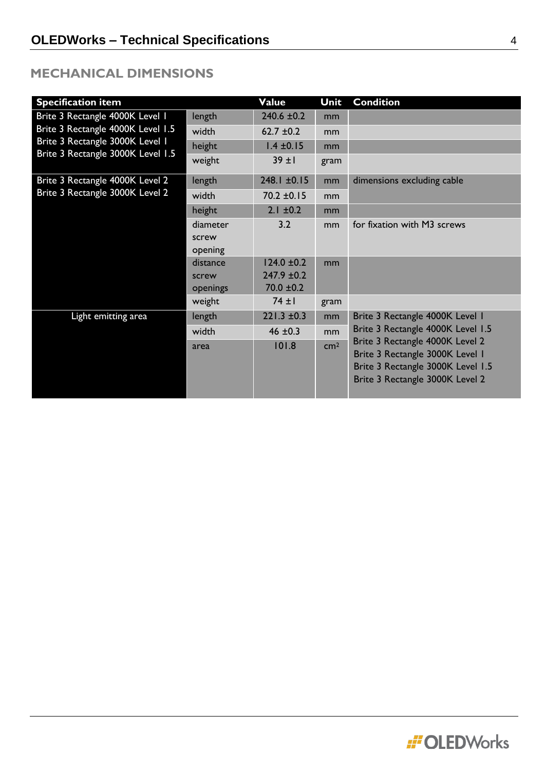## MECHANICAL DIMENSIONS

| Specification item | | Value | Unit | Condition |
|---|---|---|---|---|
| Brite 3 Rectangle 4000K Level 1<br>Brite 3 Rectangle 4000K Level 1.5<br>Brite 3 Rectangle 3000K Level 1<br>Brite 3 Rectangle 3000K Level 1.5 | length | 240.6 ±0.2 | mm | |
| | width | 62.7 ±0.2 | mm | |
| | height | 1.4 ±0.15 | mm | |
| | weight | 39 ±1 | gram | |
| Brite 3 Rectangle 4000K Level 2<br>Brite 3 Rectangle 3000K Level 2 | length | 248.1 ±0.15 | mm | dimensions excluding cable |
| | width | 70.2 ±0.15 | mm | |
| | height | 2.1 ±0.2 | mm | |
| | diameter screw opening | 3.2 | mm | for fixation with M3 screws |
| | distance screw openings | 124.0 ±0.2<br>247.9 ±0.2<br>70.0 ±0.2 | mm | |
| | weight | 74 ±1 | gram | |
| Light emitting area | length | 221.3 ±0.3 | mm | Brite 3 Rectangle 4000K Level 1<br>Brite 3 Rectangle 4000K Level 1.5<br>Brite 3 Rectangle 4000K Level 2<br>Brite 3 Rectangle 3000K Level 1<br>Brite 3 Rectangle 3000K Level 1.5<br>Brite 3 Rectangle 3000K Level 2 |
| | width | 46 ±0.3 | mm | |
| | area | 101.8 | $cm^2$ | |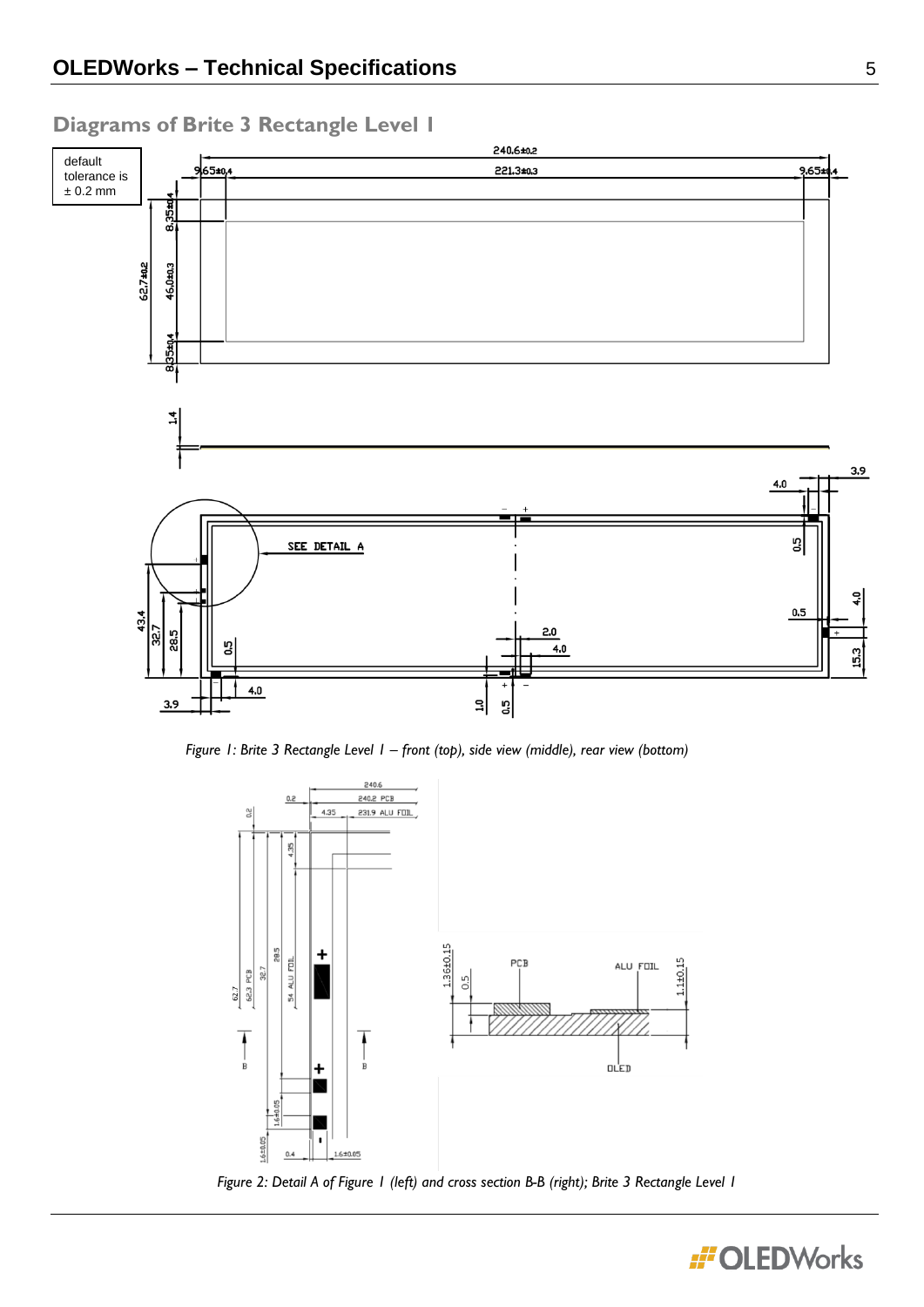## Diagrams of Brite 3 Rectangle Level 1

default tolerance is ± 0.2 mm

*Figure 1: Brite 3 Rectangle Level 1 – front (top), side view (middle), rear view (bottom)*

*Figure 2: Detail A of Figure 1 (left) and cross section B-B (right); Brite 3 Rectangle Level 1*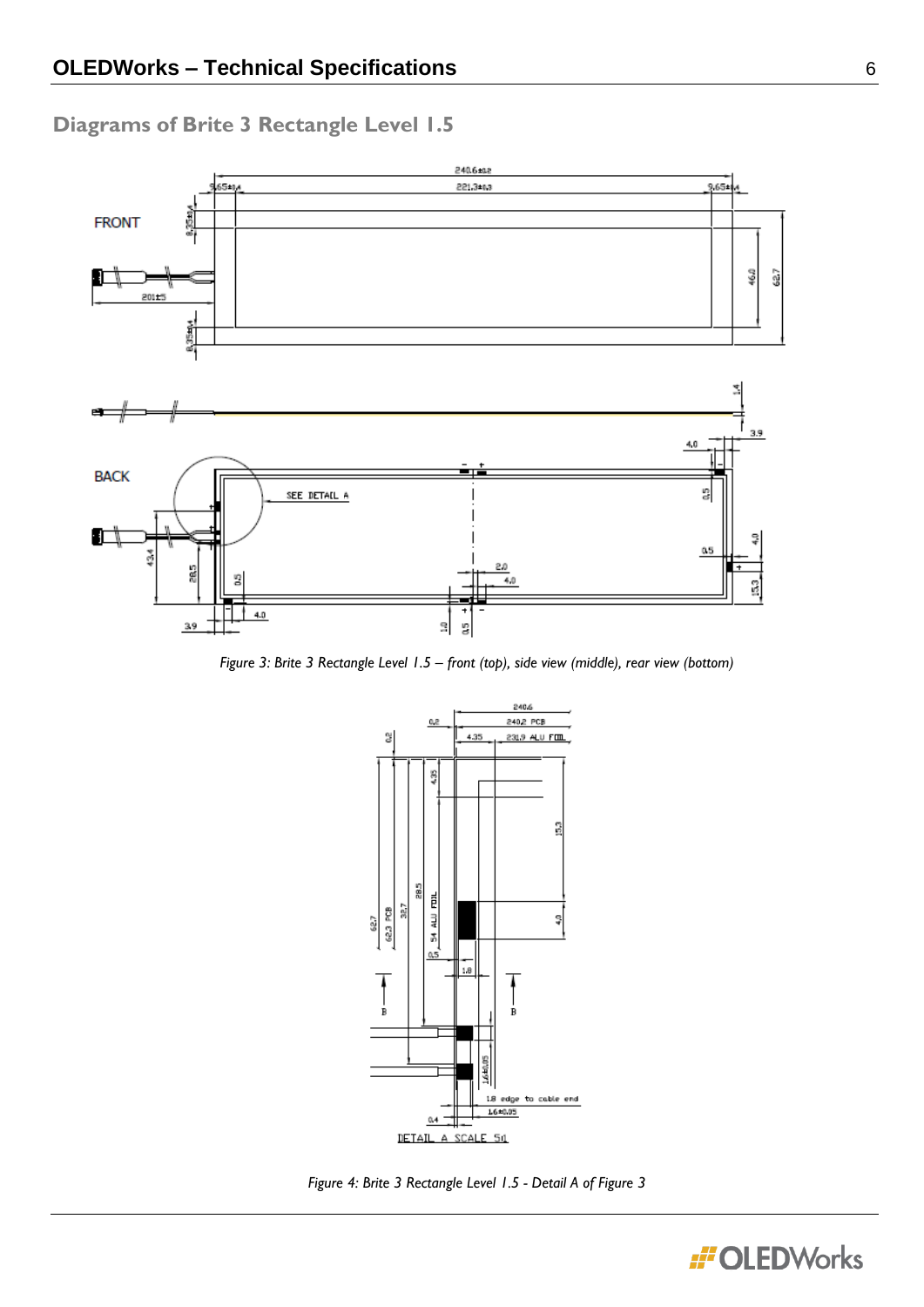## Diagrams of Brite 3 Rectangle Level 1.5

*Figure 3: Brite 3 Rectangle Level 1.5 – front (top), side view (middle), rear view (bottom)*

*Figure 4: Brite 3 Rectangle Level 1.5 - Detail A of Figure 3*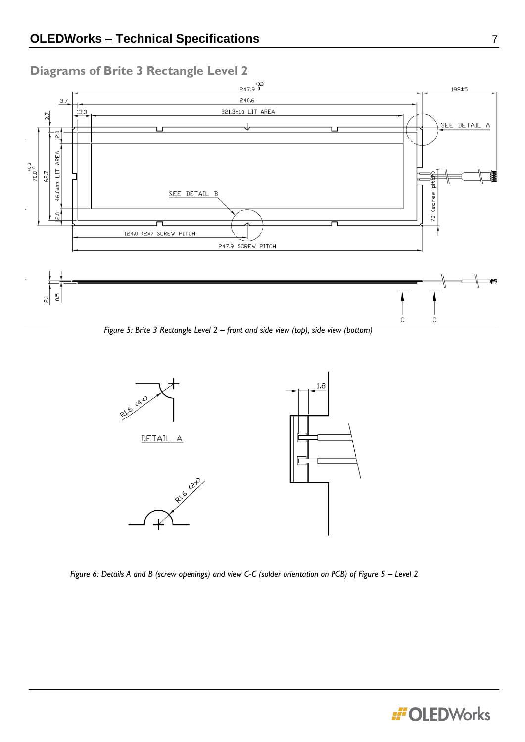## Diagrams of Brite 3 Rectangle Level 2

*Figure 5: Brite 3 Rectangle Level 2 – front and side view (top), side view (bottom)*

*Figure 6: Details A and B (screw openings) and view C-C (solder orientation on PCB) of Figure 5 – Level 2*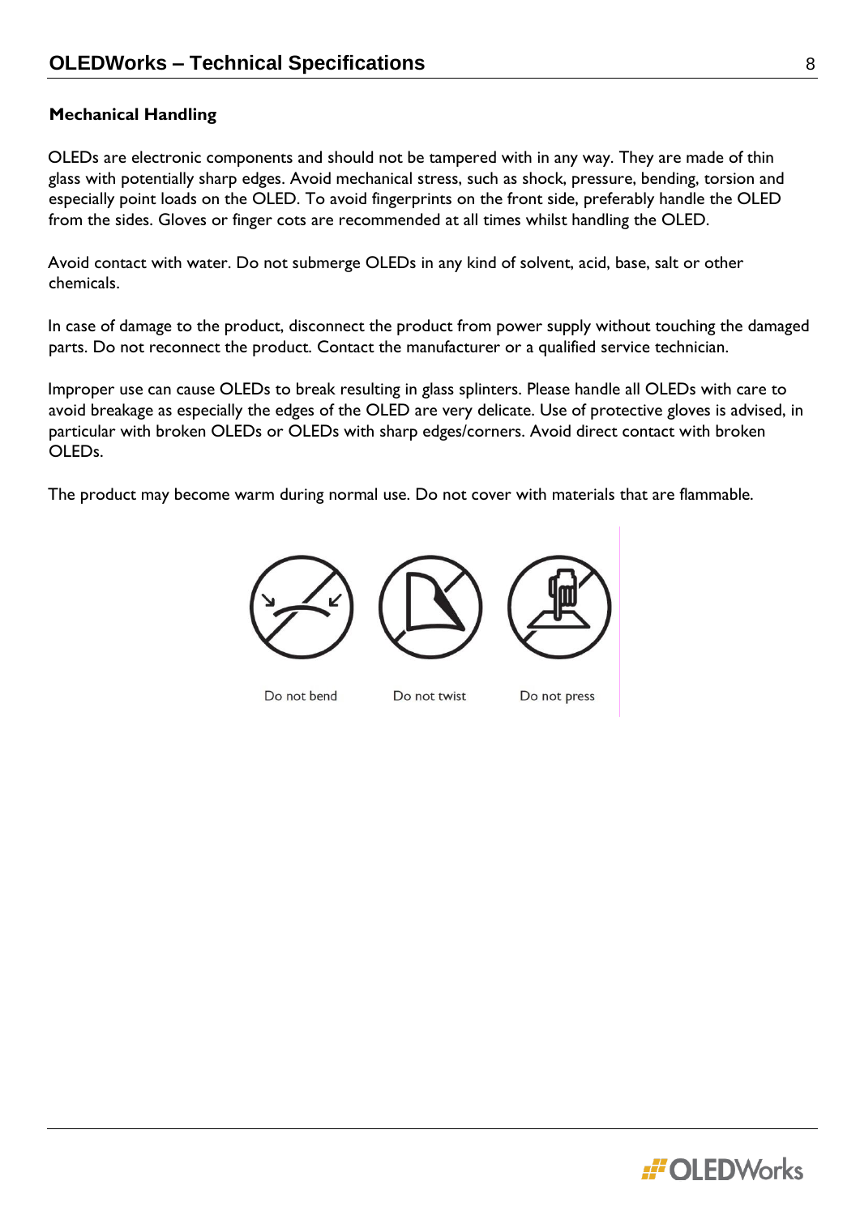## Mechanical Handling

OLEDs are electronic components and should not be tampered with in any way. They are made of thin glass with potentially sharp edges. Avoid mechanical stress, such as shock, pressure, bending, torsion and especially point loads on the OLED. To avoid fingerprints on the front side, preferably handle the OLED from the sides. Gloves or finger cots are recommended at all times whilst handling the OLED.

Avoid contact with water. Do not submerge OLEDs in any kind of solvent, acid, base, salt or other chemicals.

In case of damage to the product, disconnect the product from power supply without touching the damaged parts. Do not reconnect the product. Contact the manufacturer or a qualified service technician.

Improper use can cause OLEDs to break resulting in glass splinters. Please handle all OLEDs with care to avoid breakage as especially the edges of the OLED are very delicate. Use of protective gloves is advised, in particular with broken OLEDs or OLEDs with sharp edges/corners. Avoid direct contact with broken OLEDs.

The product may become warm during normal use. Do not cover with materials that are flammable.

Do not bend    Do not twist    Do not press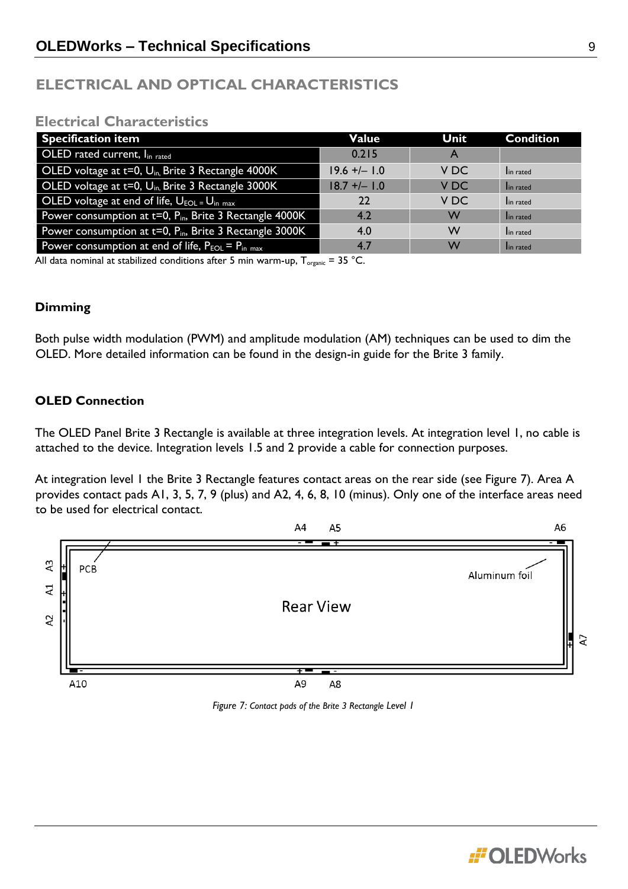## ELECTRICAL AND OPTICAL CHARACTERISTICS

### Electrical Characteristics

| Specification item | Value | Unit | Condition |
|---|---|---|---|
| OLED rated current, $I_{in\ rated}$ | 0.215 | A | |
| OLED voltage at t=0, $U_{in,}$ Brite 3 Rectangle 4000K | 19.6 +/– 1.0 | V DC | $I_{in\ rated}$ |
| OLED voltage at t=0, $U_{in,}$ Brite 3 Rectangle 3000K | 18.7 +/– 1.0 | V DC | $I_{in\ rated}$ |
| OLED voltage at end of life, $U_{EOL} = U_{in\ max}$ | 22 | V DC | $I_{in\ rated}$ |
| Power consumption at t=0, $P_{in}$, Brite 3 Rectangle 4000K | 4.2 | W | $I_{in\ rated}$ |
| Power consumption at t=0, $P_{in}$, Brite 3 Rectangle 3000K | 4.0 | W | $I_{in\ rated}$ |
| Power consumption at end of life, $P_{EOL} = P_{in\ max}$ | 4.7 | W | $I_{in\ rated}$ |

All data nominal at stabilized conditions after 5 min warm-up, $T_{organic}$ = 35 °C.

**Dimming**

Both pulse width modulation (PWM) and amplitude modulation (AM) techniques can be used to dim the OLED. More detailed information can be found in the design-in guide for the Brite 3 family.

**OLED Connection**

The OLED Panel Brite 3 Rectangle is available at three integration levels. At integration level 1, no cable is attached to the device. Integration levels 1.5 and 2 provide a cable for connection purposes.

At integration level 1 the Brite 3 Rectangle features contact areas on the rear side (see Figure 7). Area A provides contact pads A1, 3, 5, 7, 9 (plus) and A2, 4, 6, 8, 10 (minus). Only one of the interface areas need to be used for electrical contact.

*Figure 7: Contact pads of the Brite 3 Rectangle Level 1*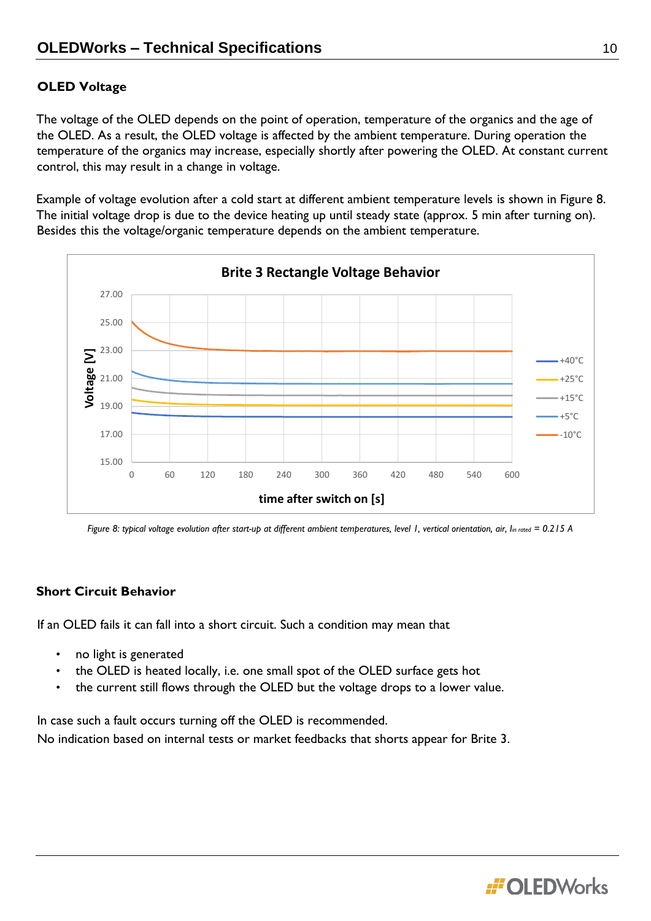## OLED Voltage

The voltage of the OLED depends on the point of operation, temperature of the organics and the age of the OLED. As a result, the OLED voltage is affected by the ambient temperature. During operation the temperature of the organics may increase, especially shortly after powering the OLED. At constant current control, this may result in a change in voltage.

Example of voltage evolution after a cold start at different ambient temperature levels is shown in Figure 8. The initial voltage drop is due to the device heating up until steady state (approx. 5 min after turning on). Besides this the voltage/organic temperature depends on the ambient temperature.

*Figure 8: typical voltage evolution after start-up at different ambient temperatures, level 1, vertical orientation, air, $I_{in\ rated}$ = 0.215 A*

## Short Circuit Behavior

If an OLED fails it can fall into a short circuit. Such a condition may mean that

- no light is generated
- the OLED is heated locally, i.e. one small spot of the OLED surface gets hot
- the current still flows through the OLED but the voltage drops to a lower value.

In case such a fault occurs turning off the OLED is recommended.
No indication based on internal tests or market feedbacks that shorts appear for Brite 3.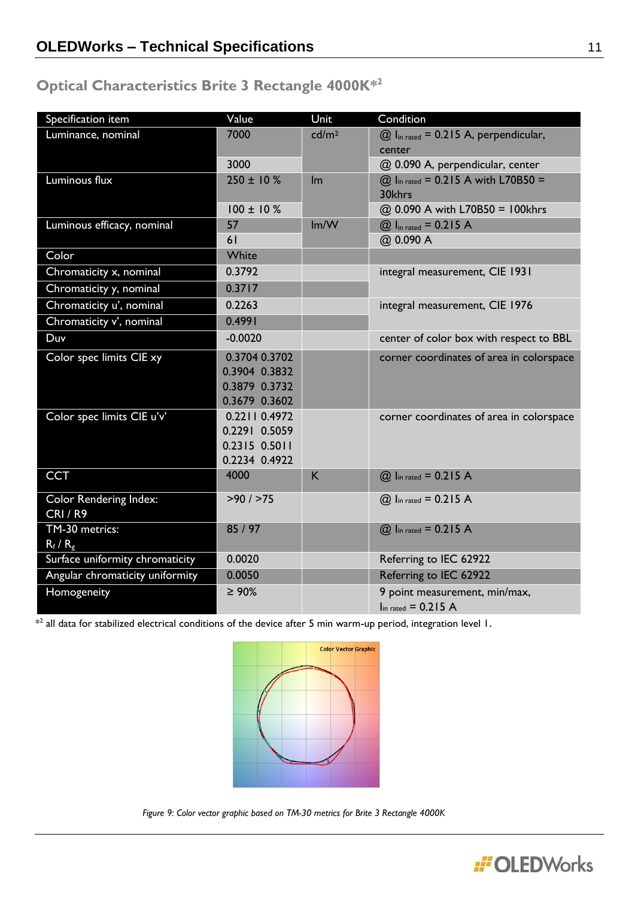## Optical Characteristics Brite 3 Rectangle 4000K*[2]

| Specification item | Value | Unit | Condition |
|---|---|---|---|
| Luminance, nominal | 7000 | cd/m² | @ $I_{in\ rated}$ = 0.215 A, perpendicular, center |
| | 3000 | | @ 0.090 A, perpendicular, center |
| Luminous flux | 250 ± 10 % | lm | @ $I_{in\ rated}$ = 0.215 A with L70B50 = 30khrs |
| | 100 ± 10 % | | @ 0.090 A with L70B50 = 100khrs |
| Luminous efficacy, nominal | 57 | lm/W | @ $I_{in\ rated}$ = 0.215 A |
| | 61 | | @ 0.090 A |
| Color | White | | |
| Chromaticity x, nominal | 0.3792 | | integral measurement, CIE 1931 |
| Chromaticity y, nominal | 0.3717 | | |
| Chromaticity u', nominal | 0.2263 | | integral measurement, CIE 1976 |
| Chromaticity v', nominal | 0.4991 | | |
| Duv | -0.0020 | | center of color box with respect to BBL |
| Color spec limits CIE xy | 0.3704 0.3702<br>0.3904 0.3832<br>0.3879 0.3732<br>0.3679 0.3602 | | corner coordinates of area in colorspace |
| Color spec limits CIE u'v' | 0.2211 0.4972<br>0.2291 0.5059<br>0.2315 0.5011<br>0.2234 0.4922 | | corner coordinates of area in colorspace |
| CCT | 4000 | K | @ $I_{in\ rated}$ = 0.215 A |
| Color Rendering Index: CRI / R9 | >90 / >75 | | @ $I_{in\ rated}$ = 0.215 A |
| TM-30 metrics: $R_f$ / $R_g$ | 85 / 97 | | @ $I_{in\ rated}$ = 0.215 A |
| Surface uniformity chromaticity | 0.0020 | | Referring to IEC 62922 |
| Angular chromaticity uniformity | 0.0050 | | Referring to IEC 62922 |
| Homogeneity | ≥ 90% | | 9 point measurement, min/max, $I_{in\ rated}$ = 0.215 A |

*[2] all data for stabilized electrical conditions of the device after 5 min warm-up period, integration level 1.

*Figure 9: Color vector graphic based on TM-30 metrics for Brite 3 Rectangle 4000K*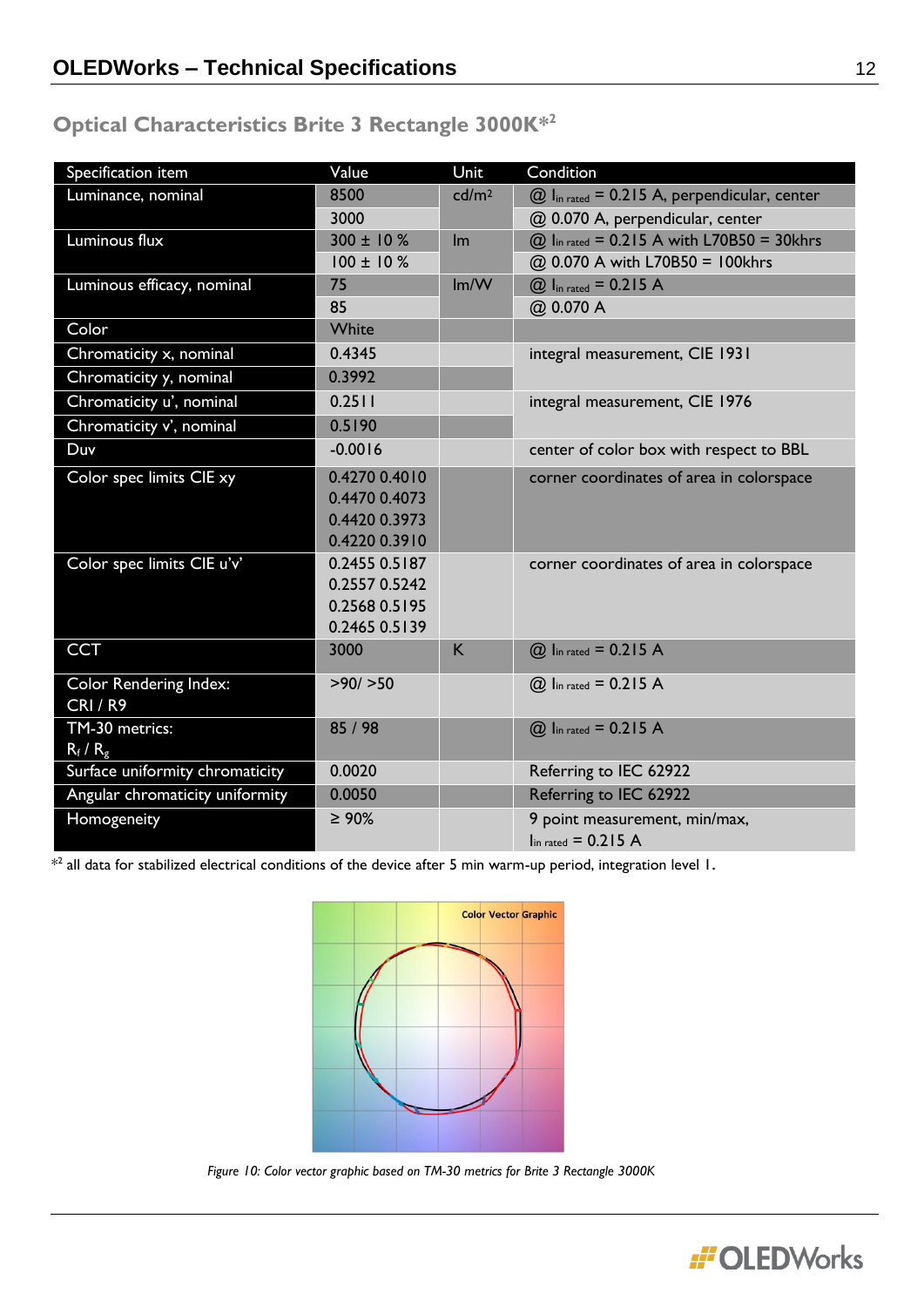## Optical Characteristics Brite 3 Rectangle 3000K*[2]

| Specification item | Value | Unit | Condition |
|---|---|---|---|
| Luminance, nominal | 8500 | cd/m² | @ $I_{in\ rated}$ = 0.215 A, perpendicular, center |
| | 3000 | | @ 0.070 A, perpendicular, center |
| Luminous flux | 300 ± 10 % | lm | @ $I_{in\ rated}$ = 0.215 A with L70B50 = 30khrs |
| | 100 ± 10 % | | @ 0.070 A with L70B50 = 100khrs |
| Luminous efficacy, nominal | 75 | lm/W | @ $I_{in\ rated}$ = 0.215 A |
| | 85 | | @ 0.070 A |
| Color | White | | |
| Chromaticity x, nominal | 0.4345 | | integral measurement, CIE 1931 |
| Chromaticity y, nominal | 0.3992 | | |
| Chromaticity u', nominal | 0.2511 | | integral measurement, CIE 1976 |
| Chromaticity v', nominal | 0.5190 | | |
| Duv | -0.0016 | | center of color box with respect to BBL |
| Color spec limits CIE xy | 0.4270 0.4010<br>0.4470 0.4073<br>0.4420 0.3973<br>0.4220 0.3910 | | corner coordinates of area in colorspace |
| Color spec limits CIE u'v' | 0.2455 0.5187<br>0.2557 0.5242<br>0.2568 0.5195<br>0.2465 0.5139 | | corner coordinates of area in colorspace |
| CCT | 3000 | K | @ $I_{in\ rated}$ = 0.215 A |
| Color Rendering Index: CRI / R9 | >90/ >50 | | @ $I_{in\ rated}$ = 0.215 A |
| TM-30 metrics: $R_f$ / $R_g$ | 85 / 98 | | @ $I_{in\ rated}$ = 0.215 A |
| Surface uniformity chromaticity | 0.0020 | | Referring to IEC 62922 |
| Angular chromaticity uniformity | 0.0050 | | Referring to IEC 62922 |
| Homogeneity | ≥ 90% | | 9 point measurement, min/max, $I_{in\ rated}$ = 0.215 A |

*[2] all data for stabilized electrical conditions of the device after 5 min warm-up period, integration level 1.

*Figure 10: Color vector graphic based on TM-30 metrics for Brite 3 Rectangle 3000K*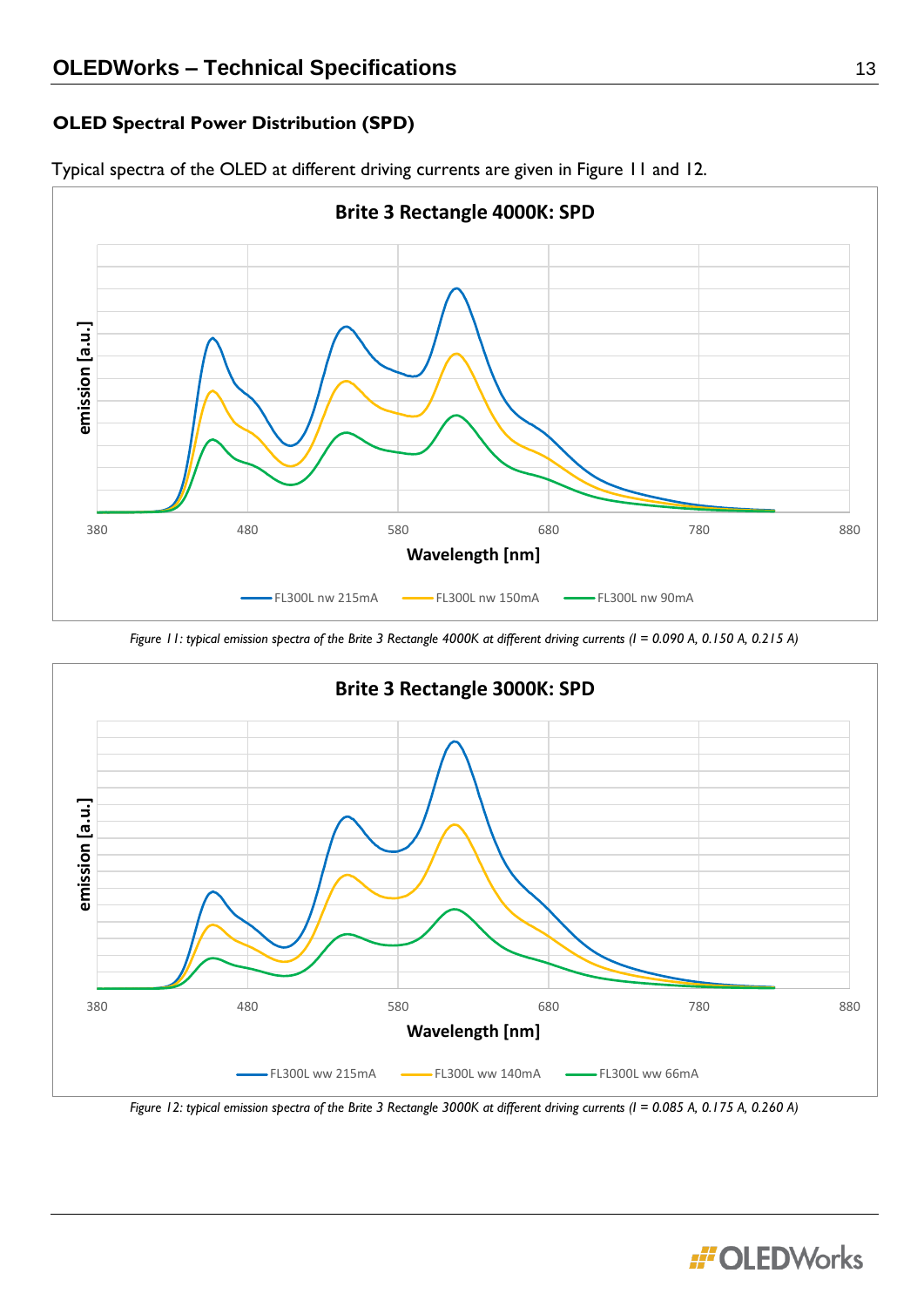## OLED Spectral Power Distribution (SPD)

Typical spectra of the OLED at different driving currents are given in Figure 11 and 12.

*Figure 11: typical emission spectra of the Brite 3 Rectangle 4000K at different driving currents (I = 0.090 A, 0.150 A, 0.215 A)*

*Figure 12: typical emission spectra of the Brite 3 Rectangle 3000K at different driving currents (I = 0.085 A, 0.175 A, 0.260 A)*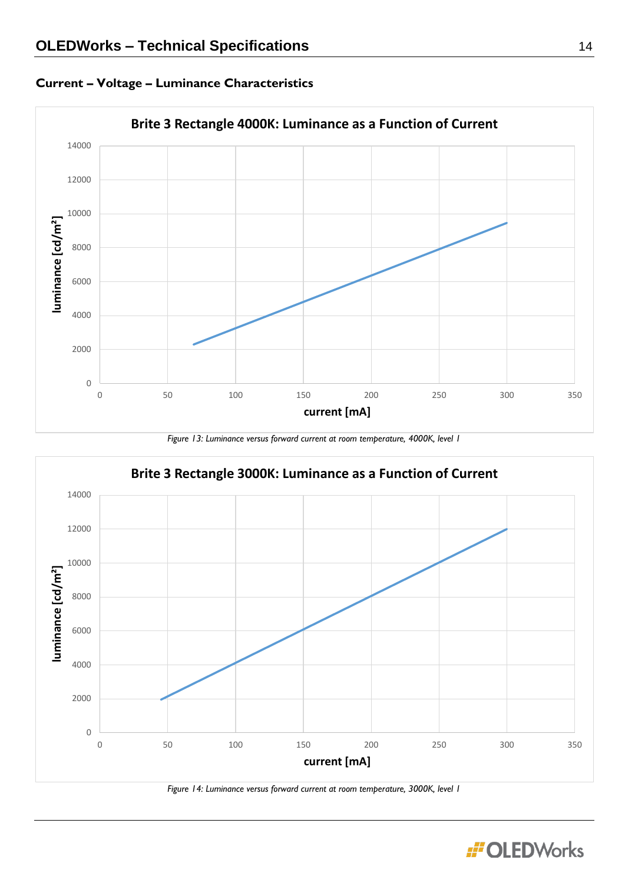## Current – Voltage – Luminance Characteristics

*Figure 13: Luminance versus forward current at room temperature, 4000K, level 1*

*Figure 14: Luminance versus forward current at room temperature, 3000K, level 1*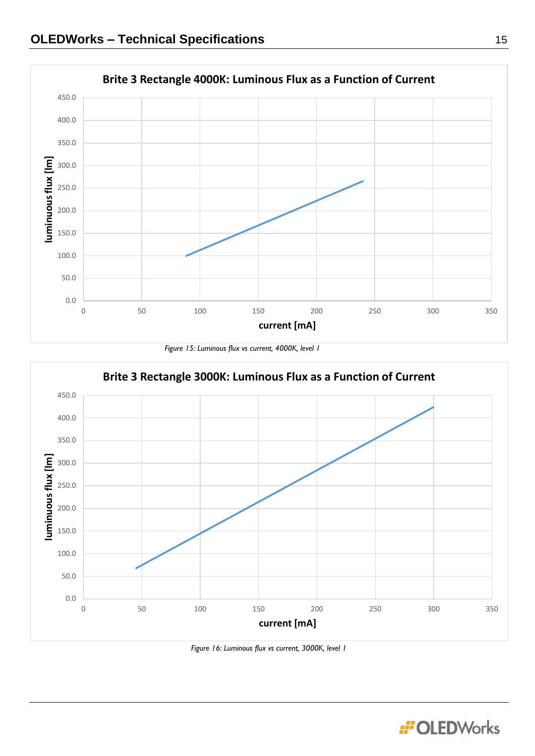**Brite 3 Rectangle 4000K: Luminous Flux as a Function of Current**

*Figure 15: Luminous flux vs current, 4000K, level 1*

**Brite 3 Rectangle 3000K: Luminous Flux as a Function of Current**

*Figure 16: Luminous flux vs current, 3000K, level 1*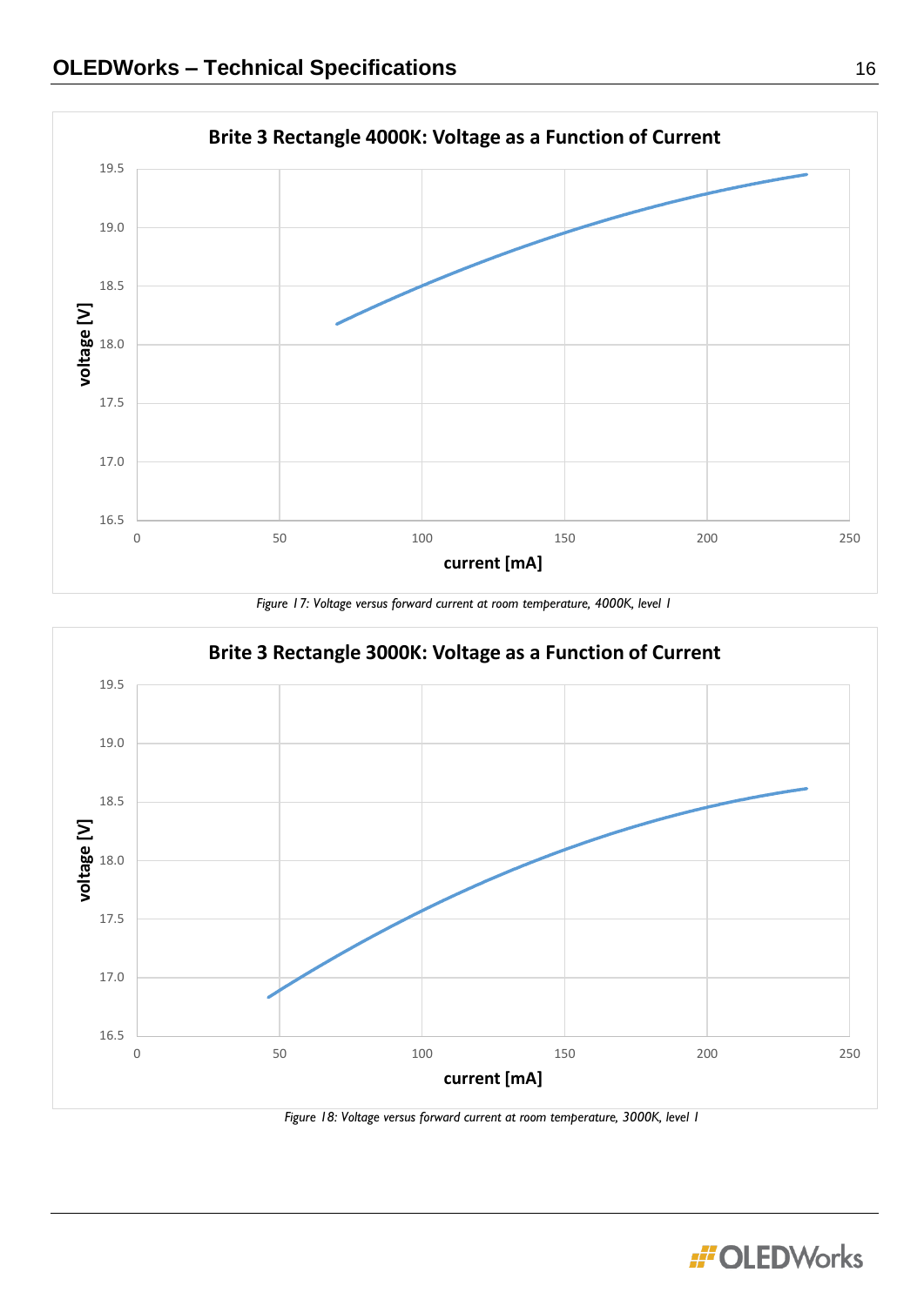**Brite 3 Rectangle 4000K: Voltage as a Function of Current**

*Figure 17: Voltage versus forward current at room temperature, 4000K, level 1*

**Brite 3 Rectangle 3000K: Voltage as a Function of Current**

*Figure 18: Voltage versus forward current at room temperature, 3000K, level 1*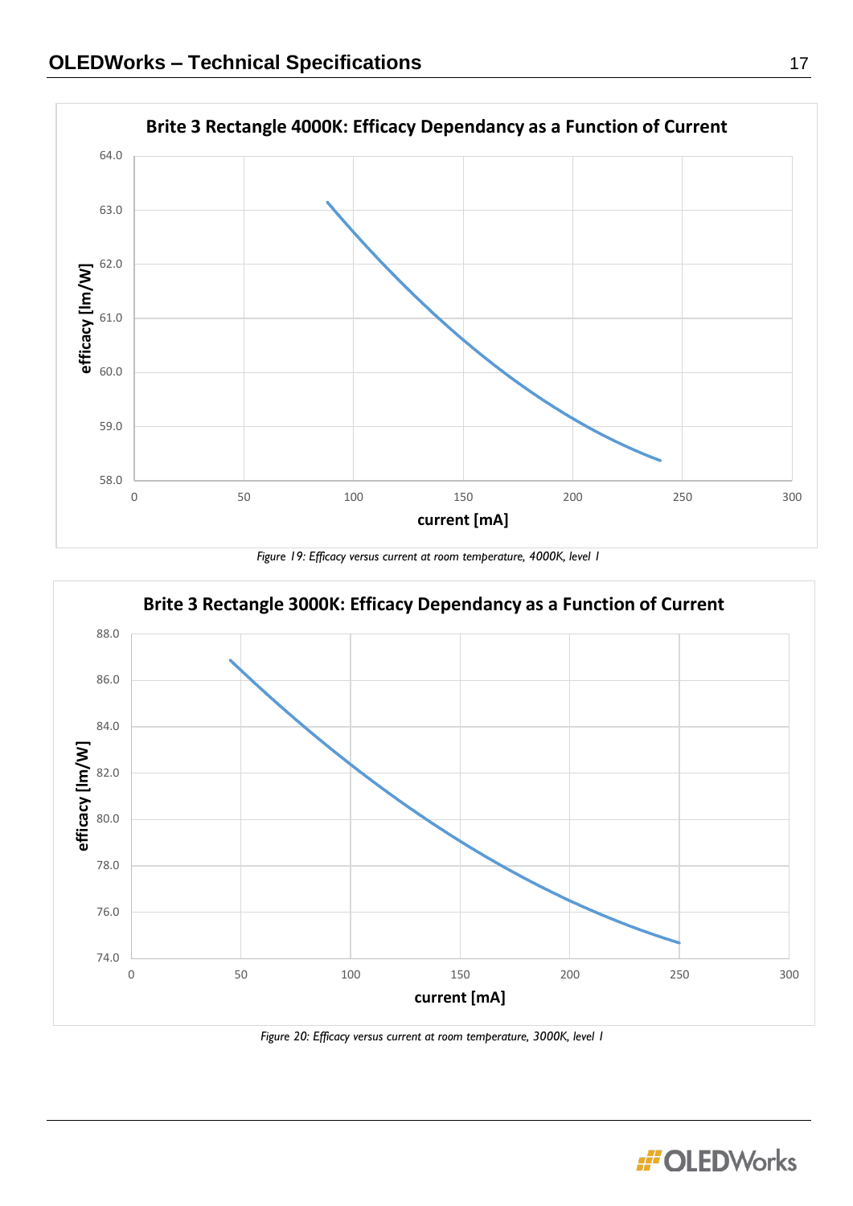**Brite 3 Rectangle 4000K: Efficacy Dependancy as a Function of Current**

*Figure 19: Efficacy versus current at room temperature, 4000K, level 1*

**Brite 3 Rectangle 3000K: Efficacy Dependancy as a Function of Current**

*Figure 20: Efficacy versus current at room temperature, 3000K, level 1*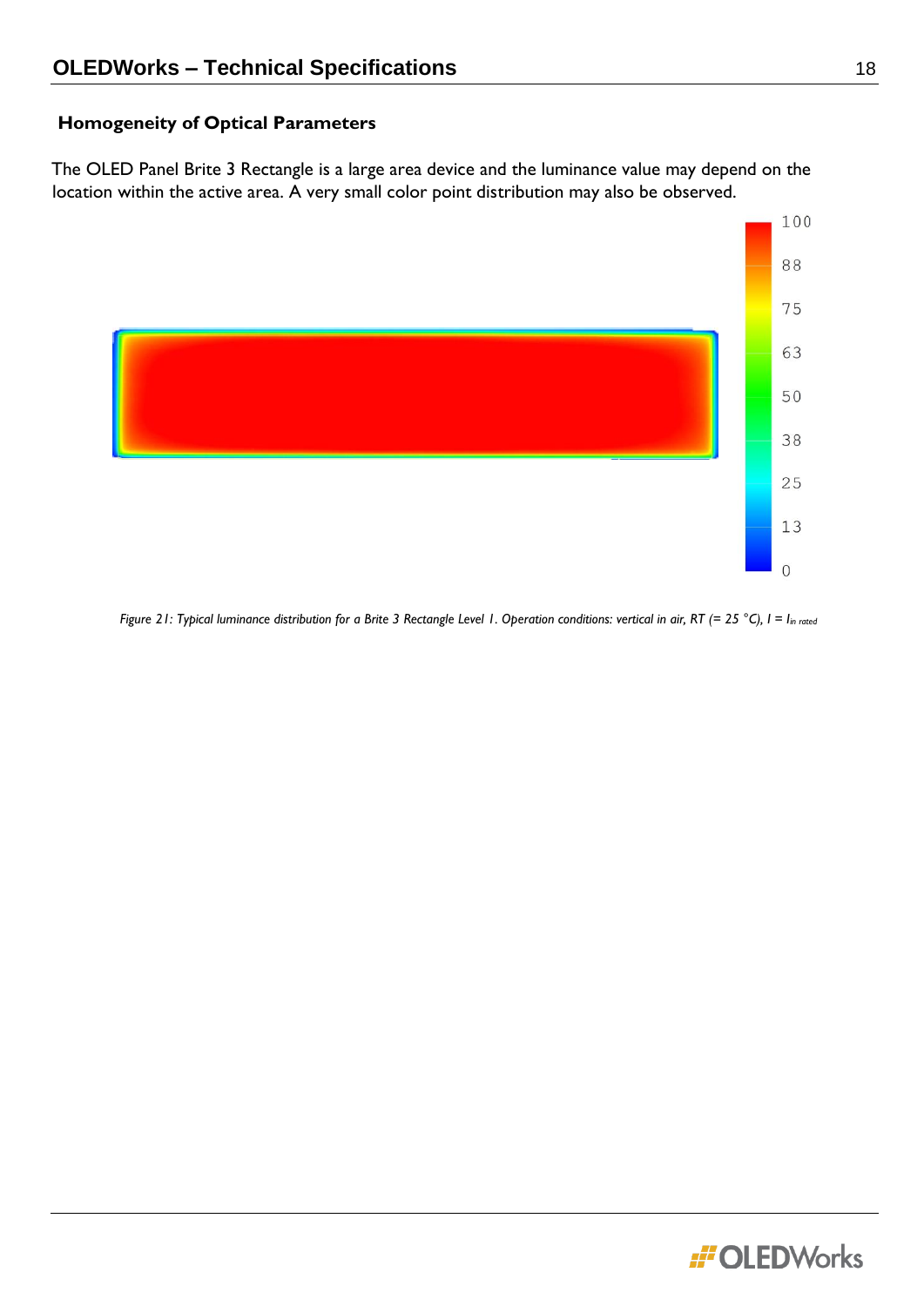### Homogeneity of Optical Parameters

The OLED Panel Brite 3 Rectangle is a large area device and the luminance value may depend on the location within the active area. A very small color point distribution may also be observed.

*Figure 21: Typical luminance distribution for a Brite 3 Rectangle Level 1. Operation conditions: vertical in air, RT (= 25 °C), $I = I_{lin\ rated}$*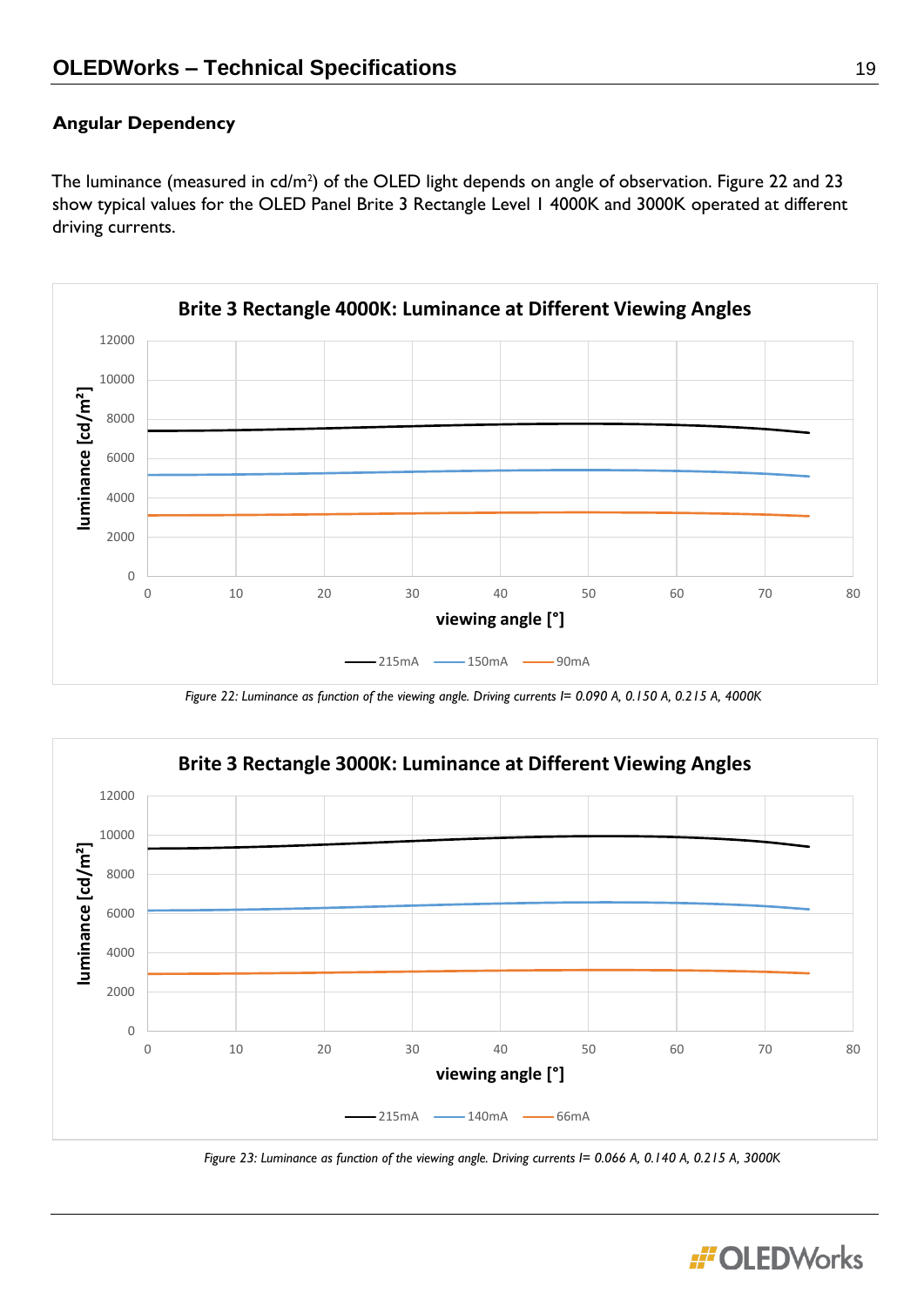## Angular Dependency

The luminance (measured in cd/m²) of the OLED light depends on angle of observation. Figure 22 and 23 show typical values for the OLED Panel Brite 3 Rectangle Level I 4000K and 3000K operated at different driving currents.

*Figure 22: Luminance as function of the viewing angle. Driving currents I= 0.090 A, 0.150 A, 0.215 A, 4000K*

*Figure 23: Luminance as function of the viewing angle. Driving currents I= 0.066 A, 0.140 A, 0.215 A, 3000K*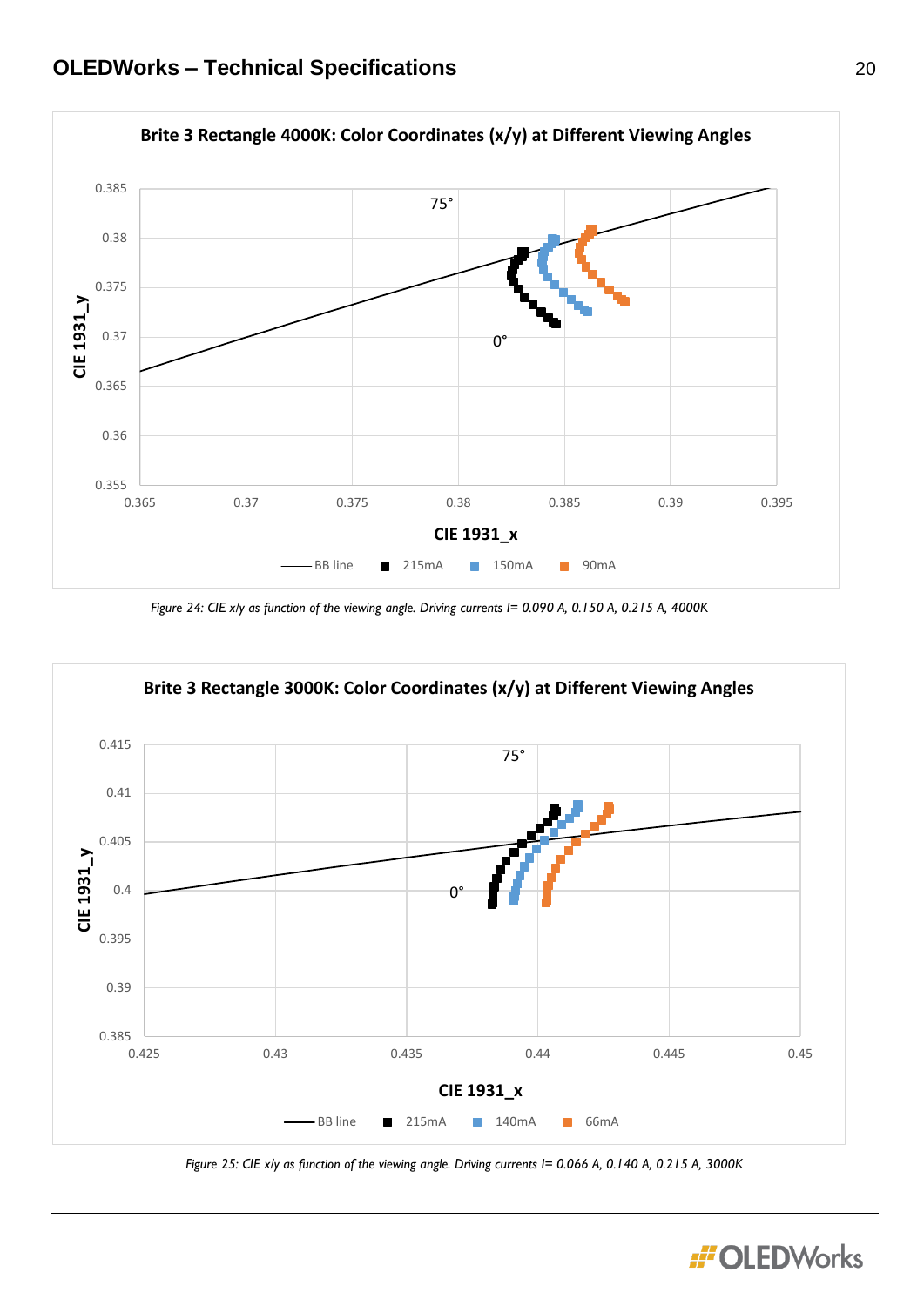**Brite 3 Rectangle 4000K: Color Coordinates (x/y) at Different Viewing Angles**

*Figure 24: CIE x/y as function of the viewing angle. Driving currents I= 0.090 A, 0.150 A, 0.215 A, 4000K*

**Brite 3 Rectangle 3000K: Color Coordinates (x/y) at Different Viewing Angles**

*Figure 25: CIE x/y as function of the viewing angle. Driving currents I= 0.066 A, 0.140 A, 0.215 A, 3000K*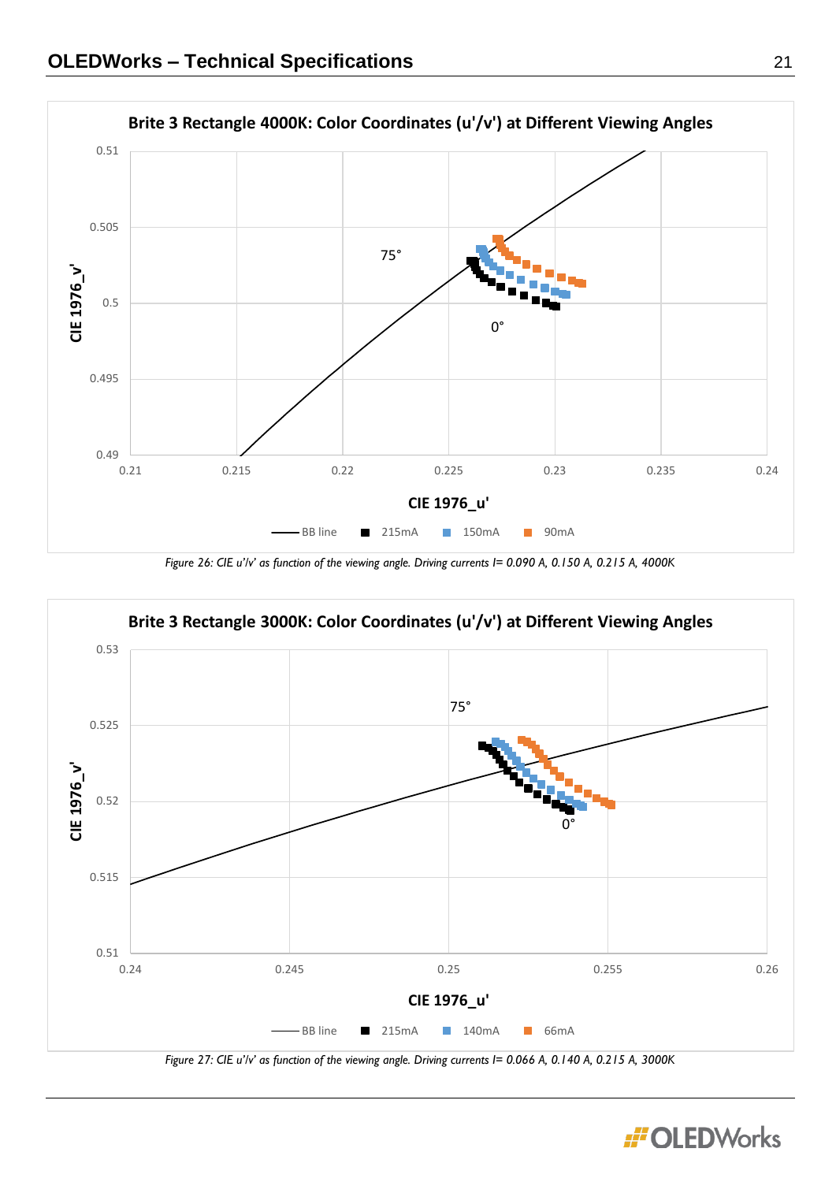**Brite 3 Rectangle 4000K: Color Coordinates (u'/v') at Different Viewing Angles**

*Figure 26: CIE u'/v' as function of the viewing angle. Driving currents I= 0.090 A, 0.150 A, 0.215 A, 4000K*

**Brite 3 Rectangle 3000K: Color Coordinates (u'/v') at Different Viewing Angles**

*Figure 27: CIE u'/v' as function of the viewing angle. Driving currents I= 0.066 A, 0.140 A, 0.215 A, 3000K*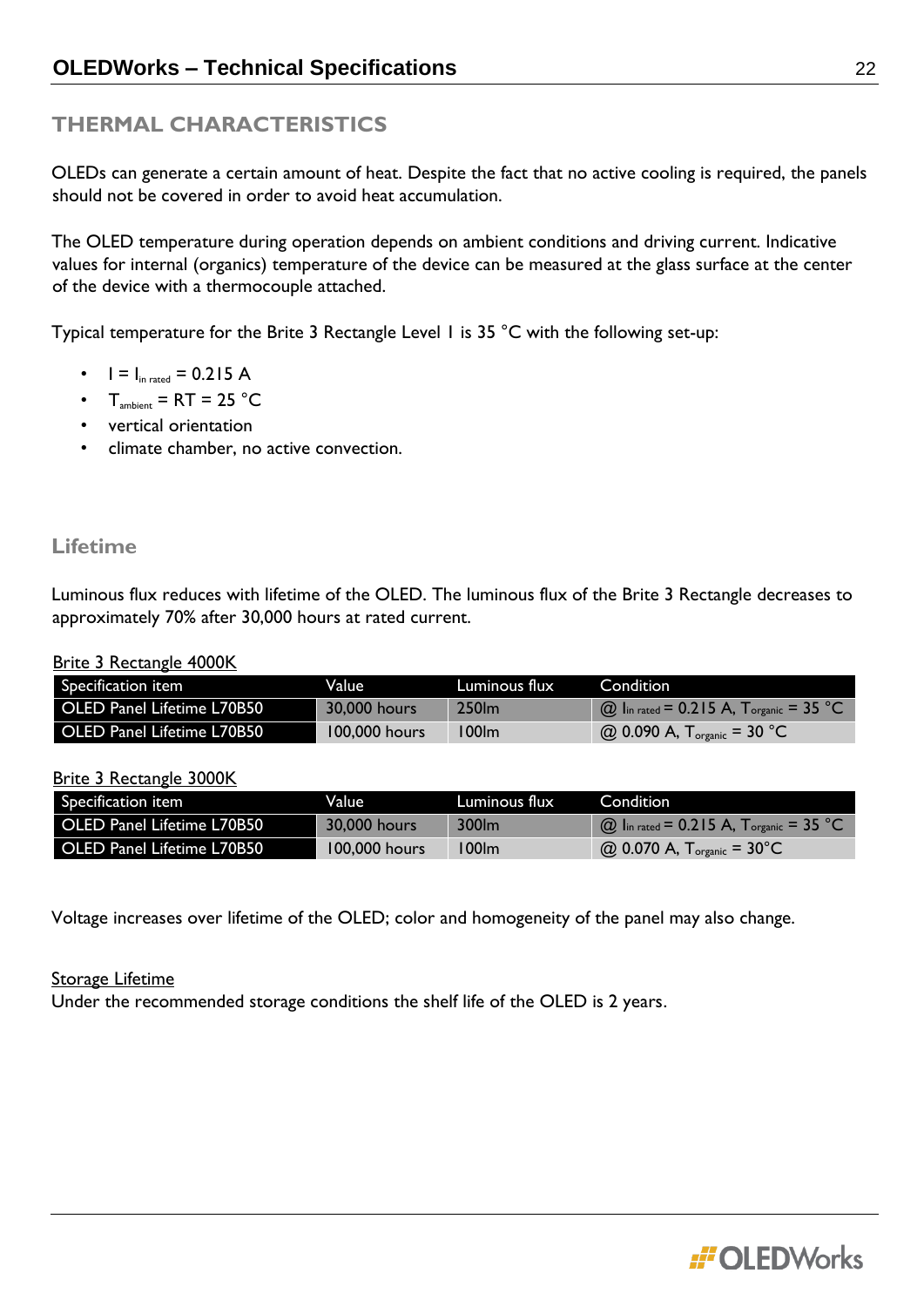## THERMAL CHARACTERISTICS

OLEDs can generate a certain amount of heat. Despite the fact that no active cooling is required, the panels should not be covered in order to avoid heat accumulation.

The OLED temperature during operation depends on ambient conditions and driving current. Indicative values for internal (organics) temperature of the device can be measured at the glass surface at the center of the device with a thermocouple attached.

Typical temperature for the Brite 3 Rectangle Level 1 is 35 °C with the following set-up:

- $I = I_{in\ rated}$ = 0.215 A
- $T_{ambient}$ = RT = 25 °C
- vertical orientation
- climate chamber, no active convection.

### Lifetime

Luminous flux reduces with lifetime of the OLED. The luminous flux of the Brite 3 Rectangle decreases to approximately 70% after 30,000 hours at rated current.

Brite 3 Rectangle 4000K

| Specification item | Value | Luminous flux | Condition |
|---|---|---|---|
| OLED Panel Lifetime L70B50 | 30,000 hours | 250lm | @ $I_{in\ rated}$ = 0.215 A, $T_{organic}$ = 35 °C |
| OLED Panel Lifetime L70B50 | 100,000 hours | 100lm | @ 0.090 A, $T_{organic}$ = 30 °C |

Brite 3 Rectangle 3000K

| Specification item | Value | Luminous flux | Condition |
|---|---|---|---|
| OLED Panel Lifetime L70B50 | 30,000 hours | 300lm | @ $I_{in\ rated}$ = 0.215 A, $T_{organic}$ = 35 °C |
| OLED Panel Lifetime L70B50 | 100,000 hours | 100lm | @ 0.070 A, $T_{organic}$ = 30°C |

Voltage increases over lifetime of the OLED; color and homogeneity of the panel may also change.

Storage Lifetime

Under the recommended storage conditions the shelf life of the OLED is 2 years.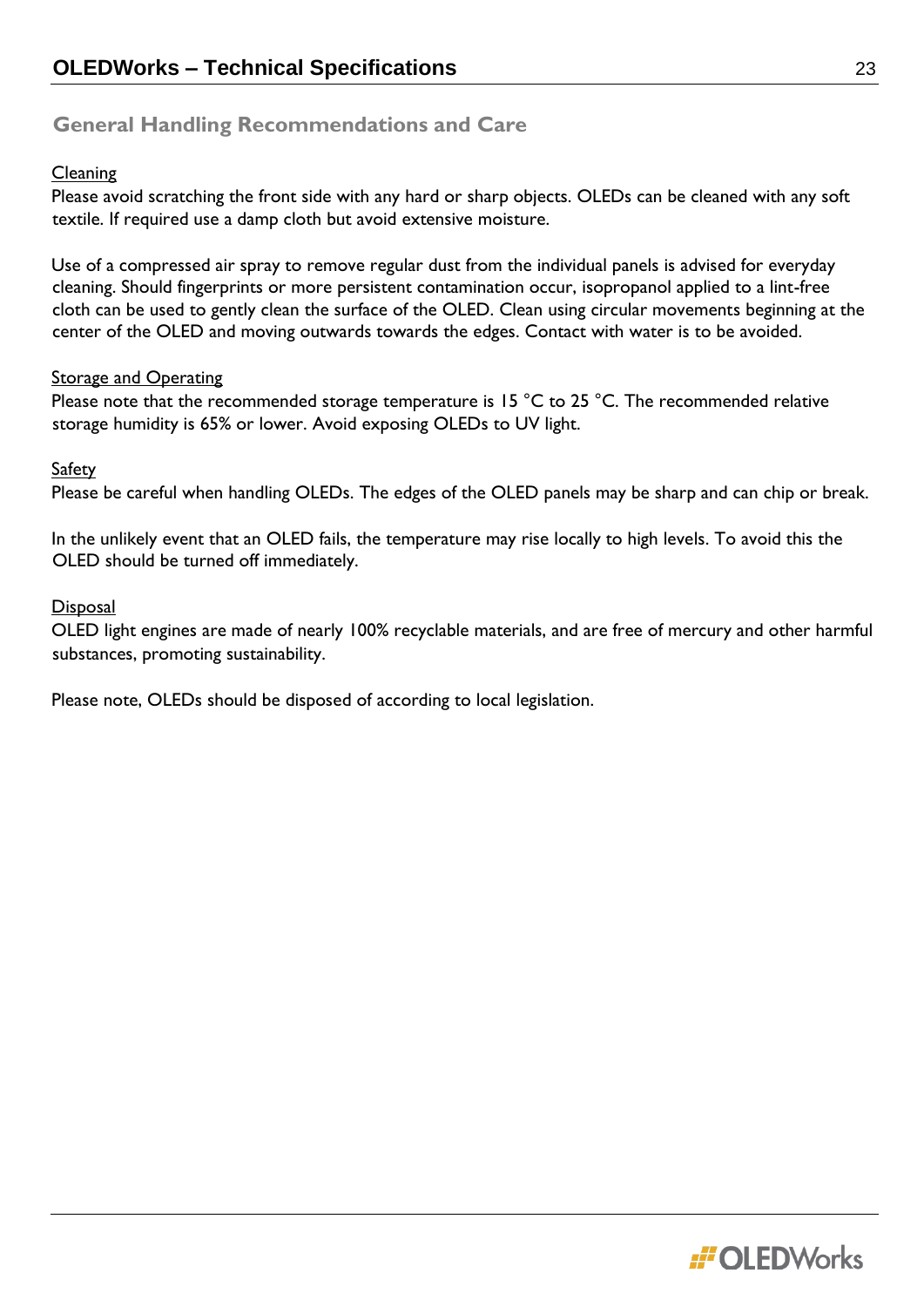## General Handling Recommendations and Care

Cleaning

Please avoid scratching the front side with any hard or sharp objects. OLEDs can be cleaned with any soft textile. If required use a damp cloth but avoid extensive moisture.

Use of a compressed air spray to remove regular dust from the individual panels is advised for everyday cleaning. Should fingerprints or more persistent contamination occur, isopropanol applied to a lint-free cloth can be used to gently clean the surface of the OLED. Clean using circular movements beginning at the center of the OLED and moving outwards towards the edges. Contact with water is to be avoided.

Storage and Operating

Please note that the recommended storage temperature is 15 °C to 25 °C. The recommended relative storage humidity is 65% or lower. Avoid exposing OLEDs to UV light.

Safety

Please be careful when handling OLEDs. The edges of the OLED panels may be sharp and can chip or break.

In the unlikely event that an OLED fails, the temperature may rise locally to high levels. To avoid this the OLED should be turned off immediately.

Disposal

OLED light engines are made of nearly 100% recyclable materials, and are free of mercury and other harmful substances, promoting sustainability.

Please note, OLEDs should be disposed of according to local legislation.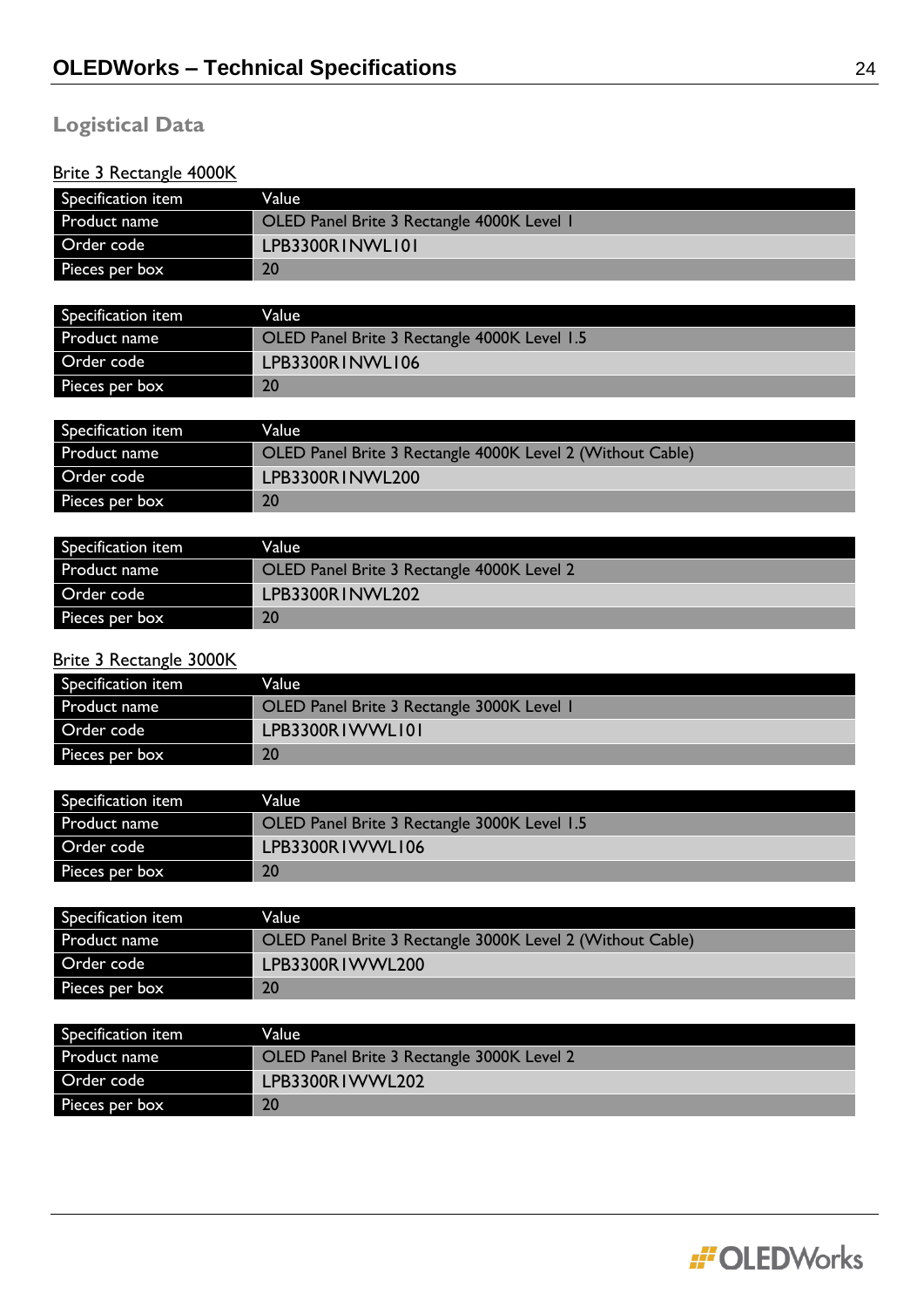## Logistical Data

Brite 3 Rectangle 4000K

| Specification item | Value |
|---|---|
| Product name | OLED Panel Brite 3 Rectangle 4000K Level 1 |
| Order code | LPB3300R1NWL101 |
| Pieces per box | 20 |

| Specification item | Value |
|---|---|
| Product name | OLED Panel Brite 3 Rectangle 4000K Level 1.5 |
| Order code | LPB3300R1NWL106 |
| Pieces per box | 20 |

| Specification item | Value |
|---|---|
| Product name | OLED Panel Brite 3 Rectangle 4000K Level 2 (Without Cable) |
| Order code | LPB3300R1NWL200 |
| Pieces per box | 20 |

| Specification item | Value |
|---|---|
| Product name | OLED Panel Brite 3 Rectangle 4000K Level 2 |
| Order code | LPB3300R1NWL202 |
| Pieces per box | 20 |

Brite 3 Rectangle 3000K

| Specification item | Value |
|---|---|
| Product name | OLED Panel Brite 3 Rectangle 3000K Level 1 |
| Order code | LPB3300R1WWL101 |
| Pieces per box | 20 |

| Specification item | Value |
|---|---|
| Product name | OLED Panel Brite 3 Rectangle 3000K Level 1.5 |
| Order code | LPB3300R1WWL106 |
| Pieces per box | 20 |

| Specification item | Value |
|---|---|
| Product name | OLED Panel Brite 3 Rectangle 3000K Level 2 (Without Cable) |
| Order code | LPB3300R1WWL200 |
| Pieces per box | 20 |

| Specification item | Value |
|---|---|
| Product name | OLED Panel Brite 3 Rectangle 3000K Level 2 |
| Order code | LPB3300R1WWL202 |
| Pieces per box | 20 |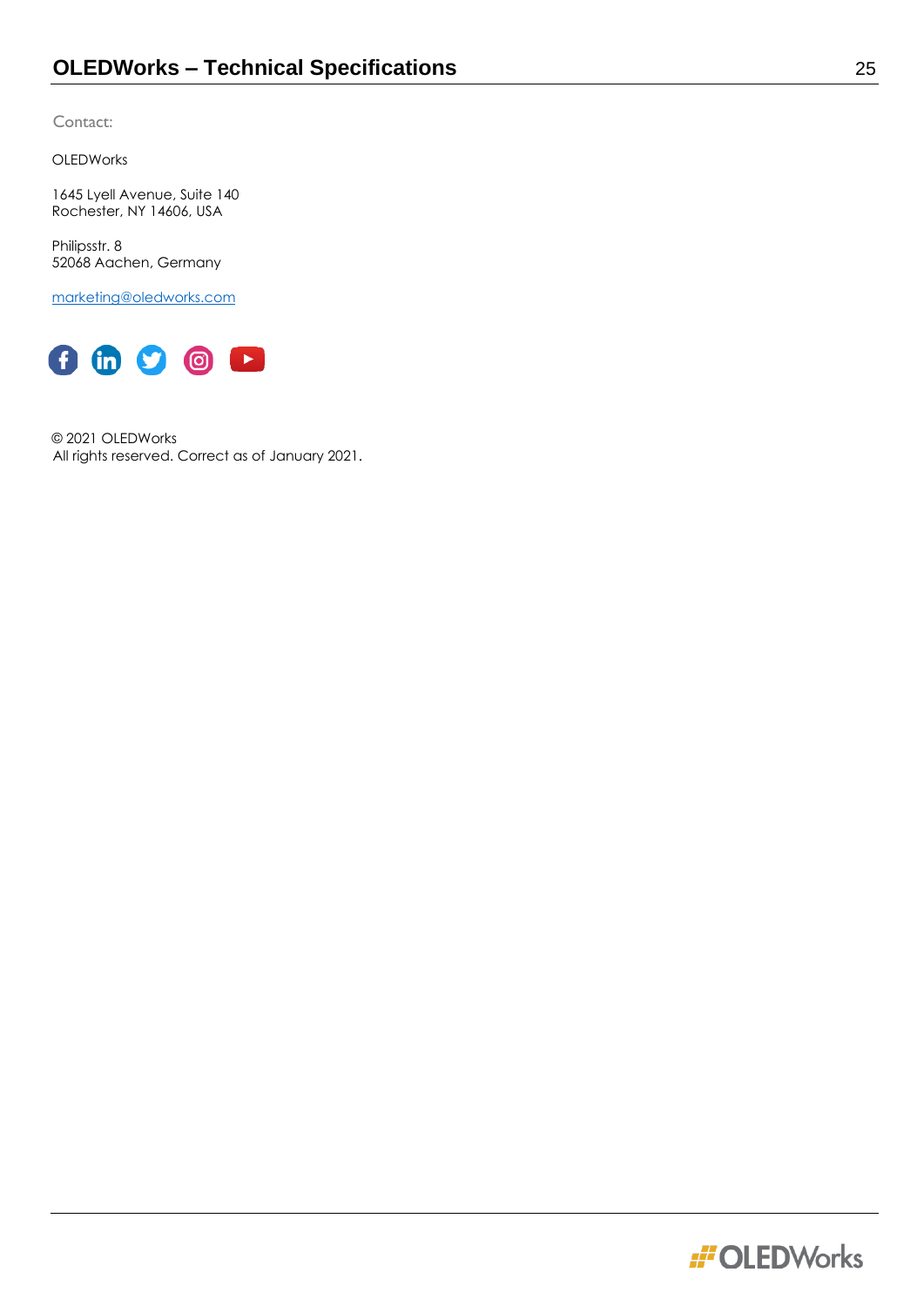Contact:

OLEDWorks

1645 Lyell Avenue, Suite 140
Rochester, NY 14606, USA

Philipsstr. 8
52068 Aachen, Germany

marketing@oledworks.com

© 2021 OLEDWorks
All rights reserved. Correct as of January 2021.